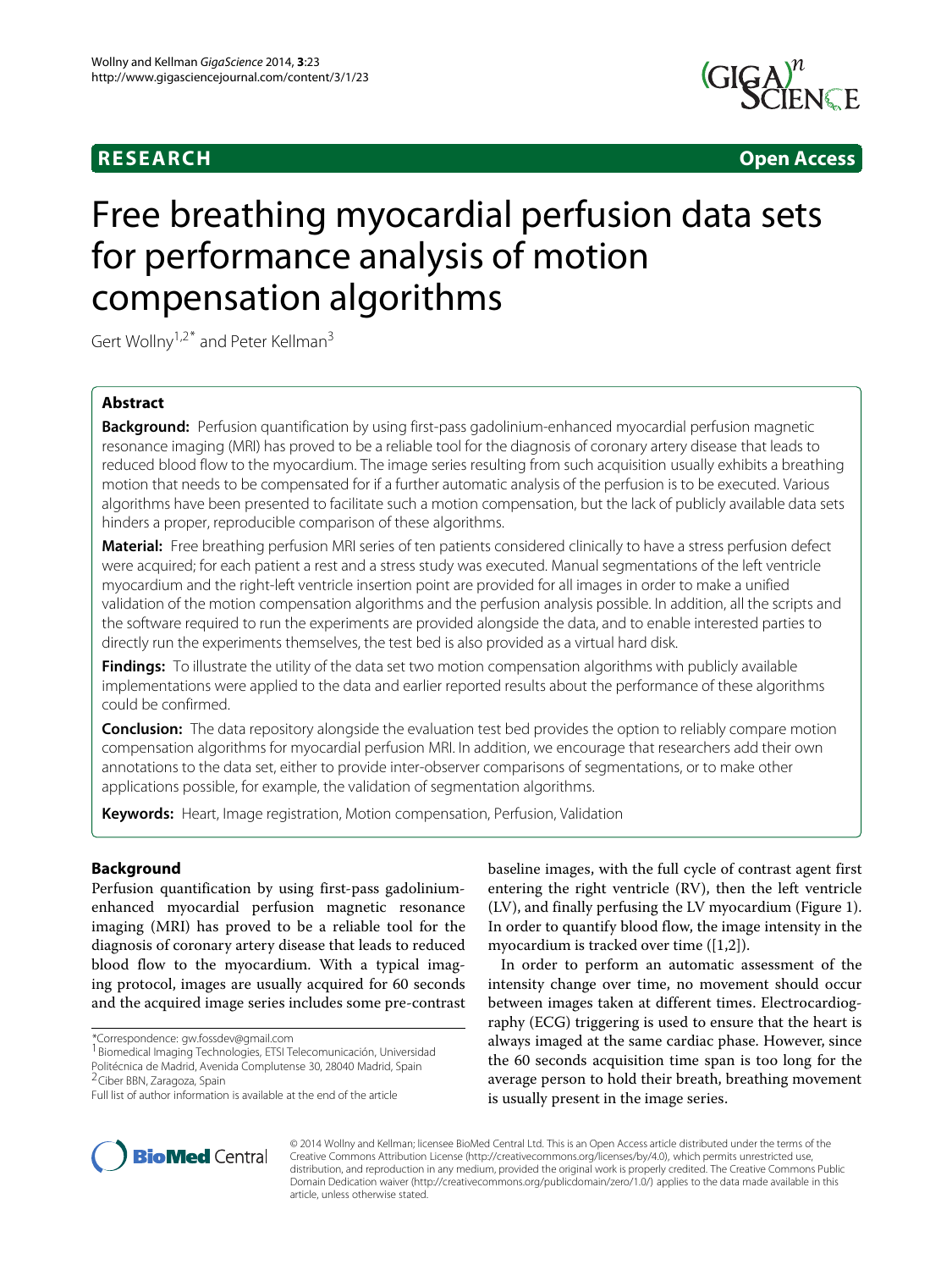RESEARCH Open Access

# Free breathing myocardial perfusion data sets for performance analysis of motion compensation algorithms

Gert Wollny[1,2*] and Peter Kellman[3]

## Abstract

**Background:** Perfusion quantification by using first-pass gadolinium-enhanced myocardial perfusion magnetic resonance imaging (MRI) has proved to be a reliable tool for the diagnosis of coronary artery disease that leads to reduced blood flow to the myocardium. The image series resulting from such acquisition usually exhibits a breathing motion that needs to be compensated for if a further automatic analysis of the perfusion is to be executed. Various algorithms have been presented to facilitate such a motion compensation, but the lack of publicly available data sets hinders a proper, reproducible comparison of these algorithms.

**Material:** Free breathing perfusion MRI series of ten patients considered clinically to have a stress perfusion defect were acquired; for each patient a rest and a stress study was executed. Manual segmentations of the left ventricle myocardium and the right-left ventricle insertion point are provided for all images in order to make a unified validation of the motion compensation algorithms and the perfusion analysis possible. In addition, all the scripts and the software required to run the experiments are provided alongside the data, and to enable interested parties to directly run the experiments themselves, the test bed is also provided as a virtual hard disk.

**Findings:** To illustrate the utility of the data set two motion compensation algorithms with publicly available implementations were applied to the data and earlier reported results about the performance of these algorithms could be confirmed.

**Conclusion:** The data repository alongside the evaluation test bed provides the option to reliably compare motion compensation algorithms for myocardial perfusion MRI. In addition, we encourage that researchers add their own annotations to the data set, either to provide inter-observer comparisons of segmentations, or to make other applications possible, for example, the validation of segmentation algorithms.

**Keywords:** Heart, Image registration, Motion compensation, Perfusion, Validation

## Background

Perfusion quantification by using first-pass gadolinium-enhanced myocardial perfusion magnetic resonance imaging (MRI) has proved to be a reliable tool for the diagnosis of coronary artery disease that leads to reduced blood flow to the myocardium. With a typical imaging protocol, images are usually acquired for 60 seconds and the acquired image series includes some pre-contrast baseline images, with the full cycle of contrast agent first entering the right ventricle (RV), then the left ventricle (LV), and finally perfusing the LV myocardium (Figure 1). In order to quantify blood flow, the image intensity in the myocardium is tracked over time ([1,2]).

In order to perform an automatic assessment of the intensity change over time, no movement should occur between images taken at different times. Electrocardiography (ECG) triggering is used to ensure that the heart is always imaged at the same cardiac phase. However, since the 60 seconds acquisition time span is too long for the average person to hold their breath, breathing movement is usually present in the image series.

*Correspondence: gw.fossdev@gmail.com
[1] Biomedical Imaging Technologies, ETSI Telecomunicación, Universidad Politécnica de Madrid, Avenida Complutense 30, 28040 Madrid, Spain
[2] Ciber BBN, Zaragoza, Spain
Full list of author information is available at the end of the article

© 2014 Wollny and Kellman; licensee BioMed Central Ltd. This is an Open Access article distributed under the terms of the Creative Commons Attribution License (http://creativecommons.org/licenses/by/4.0), which permits unrestricted use, distribution, and reproduction in any medium, provided the original work is properly credited. The Creative Commons Public Domain Dedication waiver (http://creativecommons.org/publicdomain/zero/1.0/) applies to the data made available in this article, unless otherwise stated.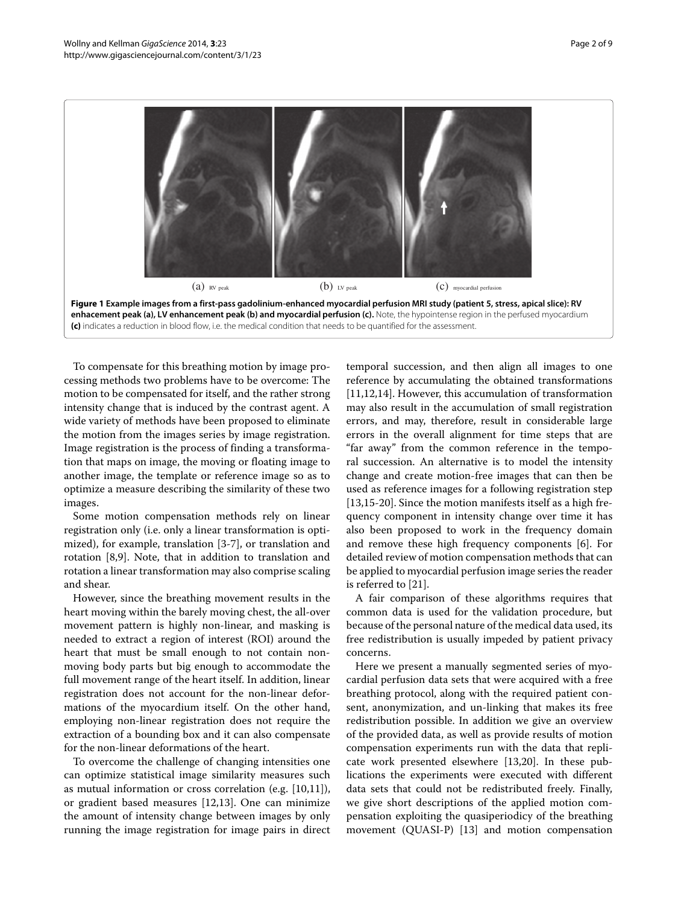(a) RV peak (b) LV peak (c) myocardial perfusion

**Figure 1 Example images from a first-pass gadolinium-enhanced myocardial perfusion MRI study (patient 5, stress, apical slice): RV enhancement peak (a), LV enhancement peak (b) and myocardial perfusion (c).** Note, the hypointense region in the perfused myocardium **(c)** indicates a reduction in blood flow, i.e. the medical condition that needs to be quantified for the assessment.

To compensate for this breathing motion by image processing methods two problems have to be overcome: The motion to be compensated for itself, and the rather strong intensity change that is induced by the contrast agent. A wide variety of methods have been proposed to eliminate the motion from the images series by image registration. Image registration is the process of finding a transformation that maps on image, the moving or floating image to another image, the template or reference image so as to optimize a measure describing the similarity of these two images.

Some motion compensation methods rely on linear registration only (i.e. only a linear transformation is optimized), for example, translation [3-7], or translation and rotation [8,9]. Note, that in addition to translation and rotation a linear transformation may also comprise scaling and shear.

However, since the breathing movement results in the heart moving within the barely moving chest, the all-over movement pattern is highly non-linear, and masking is needed to extract a region of interest (ROI) around the heart that must be small enough to not contain non-moving body parts but big enough to accommodate the full movement range of the heart itself. In addition, linear registration does not account for the non-linear deformations of the myocardium itself. On the other hand, employing non-linear registration does not require the extraction of a bounding box and it can also compensate for the non-linear deformations of the heart.

To overcome the challenge of changing intensities one can optimize statistical image similarity measures such as mutual information or cross correlation (e.g. [10,11]), or gradient based measures [12,13]. One can minimize the amount of intensity change between images by only running the image registration for image pairs in direct temporal succession, and then align all images to one reference by accumulating the obtained transformations [11,12,14]. However, this accumulation of transformation may also result in the accumulation of small registration errors, and may, therefore, result in considerable large errors in the overall alignment for time steps that are "far away" from the common reference in the temporal succession. An alternative is to model the intensity change and create motion-free images that can then be used as reference images for a following registration step [13,15-20]. Since the motion manifests itself as a high frequency component in intensity change over time it has also been proposed to work in the frequency domain and remove these high frequency components [6]. For detailed review of motion compensation methods that can be applied to myocardial perfusion image series the reader is referred to [21].

A fair comparison of these algorithms requires that common data is used for the validation procedure, but because of the personal nature of the medical data used, its free redistribution is usually impeded by patient privacy concerns.

Here we present a manually segmented series of myocardial perfusion data sets that were acquired with a free breathing protocol, along with the required patient consent, anonymization, and un-linking that makes its free redistribution possible. In addition we give an overview of the provided data, as well as provide results of motion compensation experiments run with the data that replicate work presented elsewhere [13,20]. In these publications the experiments were executed with different data sets that could not be redistributed freely. Finally, we give short descriptions of the applied motion compensation exploiting the quasiperiodicy of the breathing movement (QUASI-P) [13] and motion compensation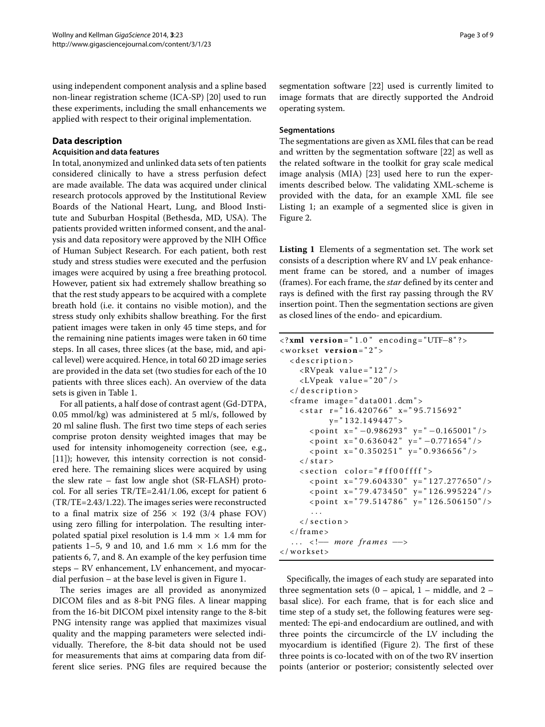using independent component analysis and a spline based non-linear registration scheme (ICA-SP) [20] used to run these experiments, including the small enhancements we applied with respect to their original implementation.

## Data description

### Acquisition and data features

In total, anonymized and unlinked data sets of ten patients considered clinically to have a stress perfusion defect are made available. The data was acquired under clinical research protocols approved by the Institutional Review Boards of the National Heart, Lung, and Blood Institute and Suburban Hospital (Bethesda, MD, USA). The patients provided written informed consent, and the analysis and data repository were approved by the NIH Office of Human Subject Research. For each patient, both rest study and stress studies were executed and the perfusion images were acquired by using a free breathing protocol. However, patient six had extremely shallow breathing so that the rest study appears to be acquired with a complete breath hold (i.e. it contains no visible motion), and the stress study only exhibits shallow breathing. For the first patient images were taken in only 45 time steps, and for the remaining nine patients images were taken in 60 time steps. In all cases, three slices (at the base, mid, and apical level) were acquired. Hence, in total 60 2D image series are provided in the data set (two studies for each of the 10 patients with three slices each). An overview of the data sets is given in Table 1.

For all patients, a half dose of contrast agent (Gd-DTPA, 0.05 mmol/kg) was administered at 5 ml/s, followed by 20 ml saline flush. The first two time steps of each series comprise proton density weighted images that may be used for intensity inhomogeneity correction (see, e.g., [11]); however, this intensity correction is not considered here. The remaining slices were acquired by using the slew rate – fast low angle shot (SR-FLASH) protocol. For all series TR/TE=2.41/1.06, except for patient 6 (TR/TE=2.43/1.22). The images series were reconstructed to a final matrix size of $256 \times 192$ (3/4 phase FOV) using zero filling for interpolation. The resulting interpolated spatial pixel resolution is 1.4 mm $\times$ 1.4 mm for patients 1–5, 9 and 10, and 1.6 mm $\times$ 1.6 mm for the patients 6, 7, and 8. An example of the key perfusion time steps – RV enhancement, LV enhancement, and myocardial perfusion – at the base level is given in Figure 1.

The series images are all provided as anonymized DICOM files and as 8-bit PNG files. A linear mapping from the 16-bit DICOM pixel intensity range to the 8-bit PNG intensity range was applied that maximizes visual quality and the mapping parameters were selected individually. Therefore, the 8-bit data should not be used for measurements that aims at comparing data from different slice series. PNG files are required because the segmentation software [22] used is currently limited to image formats that are directly supported the Android operating system.

### Segmentations

The segmentations are given as XML files that can be read and written by the segmentation software [22] as well as the related software in the toolkit for gray scale medical image analysis (MIA) [23] used here to run the experiments described below. The validating XML-scheme is provided with the data, for an example XML file see Listing 1; an example of a segmented slice is given in Figure 2.

**Listing 1** Elements of a segmentation set. The work set consists of a description where RV and LV peak enhancement frame can be stored, and a number of images (frames). For each frame, the *star* defined by its center and rays is defined with the first ray passing through the RV insertion point. Then the segmentation sections are given as closed lines of the endo- and epicardium.

```
<?xml version="1.0" encoding="UTF-8"?>
<workset version="2">
  <description>
    <RVpeak value="12"/>
    <LVpeak value="20"/>
  </description>
  <frame image="data001.dcm">
    <star r="16.420766" x="95.715692"
          y="132.149447">
      <point x="-0.986293" y="-0.165001"/>
      <point x="0.636042" y="-0.771654"/>
      <point x="0.350251" y="0.936656"/>
    </star>
    <section color="#ff00ffff">
      <point x="79.604330" y="127.277650"/>
      <point x="79.473450" y="126.995224"/>
      <point x="79.514786" y="126.506150"/>
      ...
    </section>
  </frame>
  ... <!-- more frames -->
</workset>
```

Specifically, the images of each study are separated into three segmentation sets (0 – apical, 1 – middle, and 2 – basal slice). For each frame, that is for each slice and time step of a study set, the following features were segmented: The epi-and endocardium are outlined, and with three points the circumcircle of the LV including the myocardium is identified (Figure 2). The first of these three points is co-located with on of the two RV insertion points (anterior or posterior; consistently selected over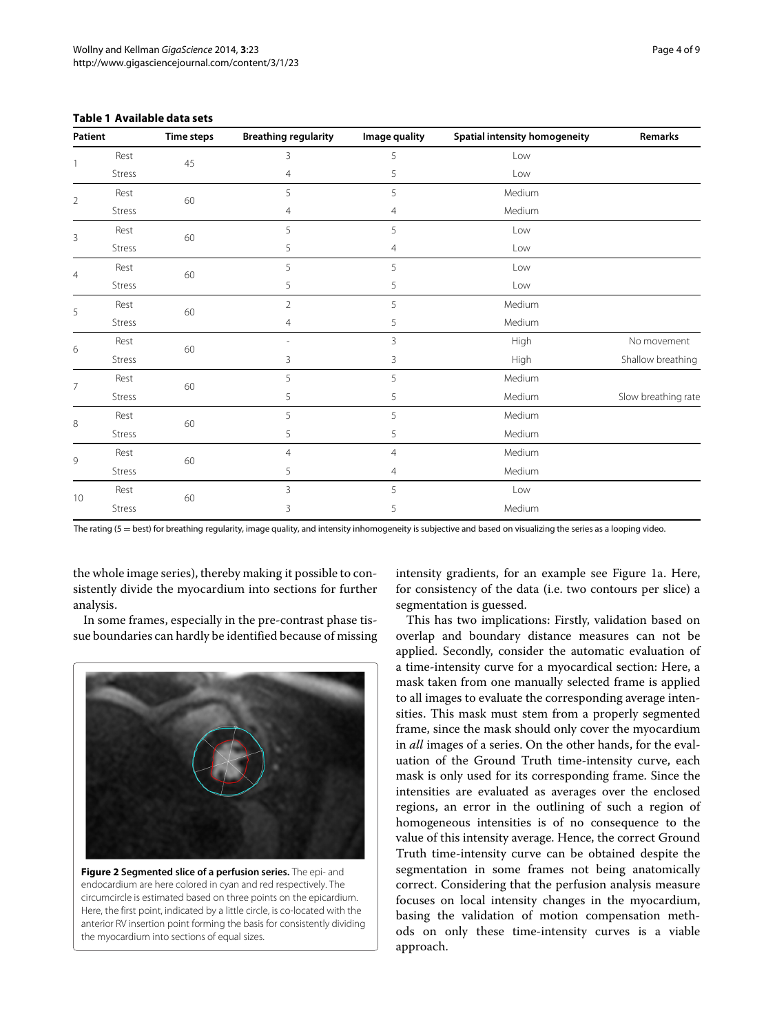**Table 1 Available data sets**

| Patient | | Time steps | Breathing regularity | Image quality | Spatial intensity homogeneity | Remarks |
|---|---|---|---|---|---|---|
| 1 | Rest | 45 | 3 | 5 | Low | |
| | Stress | | 4 | 5 | Low | |
| 2 | Rest | 60 | 5 | 5 | Medium | |
| | Stress | | 4 | 4 | Medium | |
| 3 | Rest | 60 | 5 | 5 | Low | |
| | Stress | | 5 | 4 | Low | |
| 4 | Rest | 60 | 5 | 5 | Low | |
| | Stress | | 5 | 5 | Low | |
| 5 | Rest | 60 | 2 | 5 | Medium | |
| | Stress | | 4 | 5 | Medium | |
| 6 | Rest | 60 | - | 3 | High | No movement |
| | Stress | | 3 | 3 | High | Shallow breathing |
| 7 | Rest | 60 | 5 | 5 | Medium | |
| | Stress | | 5 | 5 | Medium | Slow breathing rate |
| 8 | Rest | 60 | 5 | 5 | Medium | |
| | Stress | | 5 | 5 | Medium | |
| 9 | Rest | 60 | 4 | 4 | Medium | |
| | Stress | | 5 | 4 | Medium | |
| 10 | Rest | 60 | 3 | 5 | Low | |
| | Stress | | 3 | 5 | Medium | |

The rating (5 = best) for breathing regularity, image quality, and intensity inhomogeneity is subjective and based on visualizing the series as a looping video.

the whole image series), thereby making it possible to consistently divide the myocardium into sections for further analysis.

In some frames, especially in the pre-contrast phase tissue boundaries can hardly be identified because of missing intensity gradients, for an example see Figure 1a. Here, for consistency of the data (i.e. two contours per slice) a segmentation is guessed.

**Figure 2 Segmented slice of a perfusion series.** The epi- and endocardium are here colored in cyan and red respectively. The circumcircle is estimated based on three points on the epicardium. Here, the first point, indicated by a little circle, is co-located with the anterior RV insertion point forming the basis for consistently dividing the myocardium into sections of equal sizes.

This has two implications: Firstly, validation based on overlap and boundary distance measures can not be applied. Secondly, consider the automatic evaluation of a time-intensity curve for a myocardical section: Here, a mask taken from one manually selected frame is applied to all images to evaluate the corresponding average intensities. This mask must stem from a properly segmented frame, since the mask should only cover the myocardium in *all* images of a series. On the other hands, for the evaluation of the Ground Truth time-intensity curve, each mask is only used for its corresponding frame. Since the intensities are evaluated as averages over the enclosed regions, an error in the outlining of such a region of homogeneous intensities is of no consequence to the value of this intensity average. Hence, the correct Ground Truth time-intensity curve can be obtained despite the segmentation in some frames not being anatomically correct. Considering that the perfusion analysis measure focuses on local intensity changes in the myocardium, basing the validation of motion compensation methods on only these time-intensity curves is a viable approach.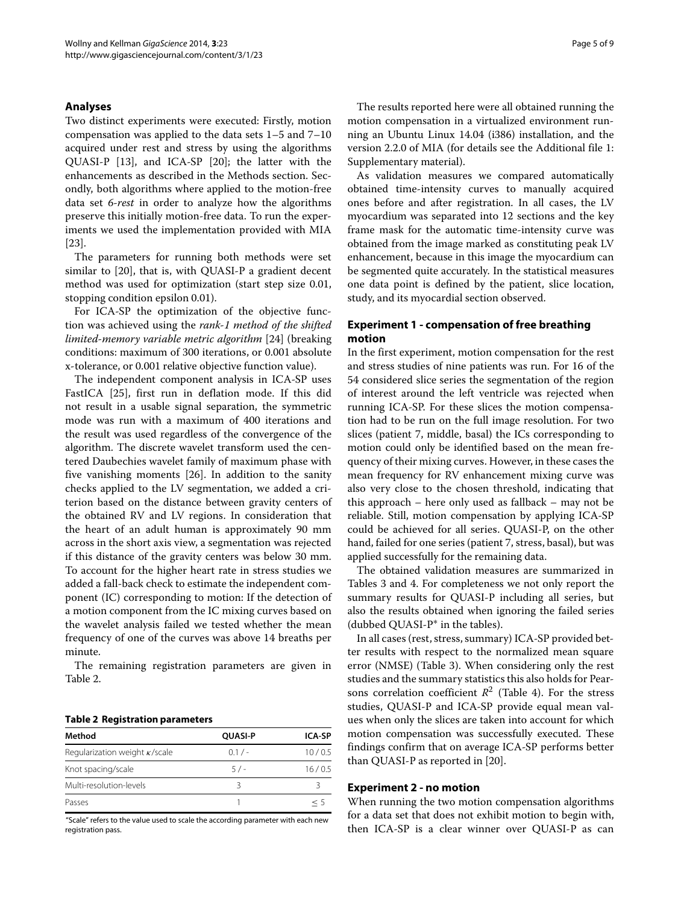### Analyses

Two distinct experiments were executed: Firstly, motion compensation was applied to the data sets 1–5 and 7–10 acquired under rest and stress by using the algorithms QUASI-P [13], and ICA-SP [20]; the latter with the enhancements as described in the Methods section. Secondly, both algorithms where applied to the motion-free data set *6-rest* in order to analyze how the algorithms preserve this initially motion-free data. To run the experiments we used the implementation provided with MIA [23].

The parameters for running both methods were set similar to [20], that is, with QUASI-P a gradient decent method was used for optimization (start step size 0.01, stopping condition epsilon 0.01).

For ICA-SP the optimization of the objective function was achieved using the *rank-1 method of the shifted limited-memory variable metric algorithm* [24] (breaking conditions: maximum of 300 iterations, or 0.001 absolute x-tolerance, or 0.001 relative objective function value).

The independent component analysis in ICA-SP uses FastICA [25], first run in deflation mode. If this did not result in a usable signal separation, the symmetric mode was run with a maximum of 400 iterations and the result was used regardless of the convergence of the algorithm. The discrete wavelet transform used the centered Daubechies wavelet family of maximum phase with five vanishing moments [26]. In addition to the sanity checks applied to the LV segmentation, we added a criterion based on the distance between gravity centers of the obtained RV and LV regions. In consideration that the heart of an adult human is approximately 90 mm across in the short axis view, a segmentation was rejected if this distance of the gravity centers was below 30 mm. To account for the higher heart rate in stress studies we added a fall-back check to estimate the independent component (IC) corresponding to motion: If the detection of a motion component from the IC mixing curves based on the wavelet analysis failed we tested whether the mean frequency of one of the curves was above 14 breaths per minute.

The remaining registration parameters are given in Table 2.

**Table 2 Registration parameters**

| Method | QUASI-P | ICA-SP |
|---|---|---|
| Regularization weight $\kappa$/scale | 0.1 / - | 10 / 0.5 |
| Knot spacing/scale | 5 / - | 16 / 0.5 |
| Multi-resolution-levels | 3 | 3 |
| Passes | 1 | $\leq 5$ |

"Scale" refers to the value used to scale the according parameter with each new registration pass.

The results reported here were all obtained running the motion compensation in a virtualized environment running an Ubuntu Linux 14.04 (i386) installation, and the version 2.2.0 of MIA (for details see the Additional file 1: Supplementary material).

As validation measures we compared automatically obtained time-intensity curves to manually acquired ones before and after registration. In all cases, the LV myocardium was separated into 12 sections and the key frame mask for the automatic time-intensity curve was obtained from the image marked as constituting peak LV enhancement, because in this image the myocardium can be segmented quite accurately. In the statistical measures one data point is defined by the patient, slice location, study, and its myocardial section observed.

### Experiment 1 - compensation of free breathing motion

In the first experiment, motion compensation for the rest and stress studies of nine patients was run. For 16 of the 54 considered slice series the segmentation of the region of interest around the left ventricle was rejected when running ICA-SP. For these slices the motion compensation had to be run on the full image resolution. For two slices (patient 7, middle, basal) the ICs corresponding to motion could only be identified based on the mean frequency of their mixing curves. However, in these cases the mean frequency for RV enhancement mixing curve was also very close to the chosen threshold, indicating that this approach – here only used as fallback – may not be reliable. Still, motion compensation by applying ICA-SP could be achieved for all series. QUASI-P, on the other hand, failed for one series (patient 7, stress, basal), but was applied successfully for the remaining data.

The obtained validation measures are summarized in Tables 3 and 4. For completeness we not only report the summary results for QUASI-P including all series, but also the results obtained when ignoring the failed series (dubbed QUASI-P* in the tables).

In all cases (rest, stress, summary) ICA-SP provided better results with respect to the normalized mean square error (NMSE) (Table 3). When considering only the rest studies and the summary statistics this also holds for Pearsons correlation coefficient $R^2$ (Table 4). For the stress studies, QUASI-P and ICA-SP provide equal mean values when only the slices are taken into account for which motion compensation was successfully executed. These findings confirm that on average ICA-SP performs better than QUASI-P as reported in [20].

### Experiment 2 - no motion

When running the two motion compensation algorithms for a data set that does not exhibit motion to begin with, then ICA-SP is a clear winner over QUASI-P as can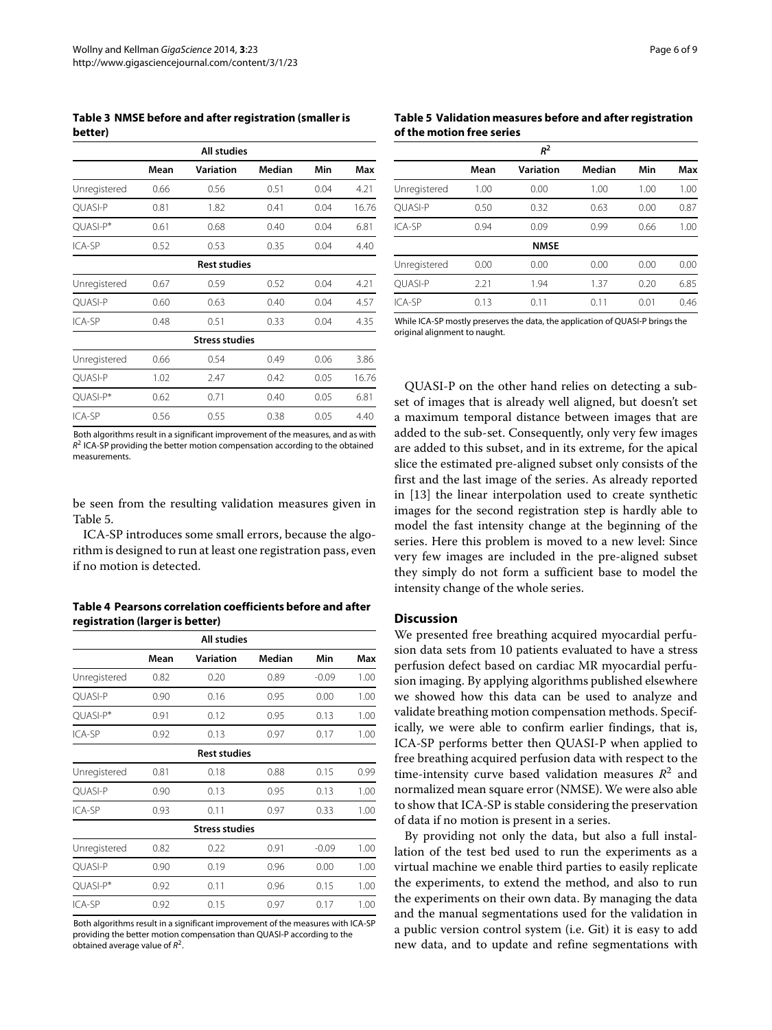**Table 3 NMSE before and after registration (smaller is better)**

| | Mean | Variation | Median | Min | Max |
|---|---|---|---|---|---|
| **All studies** | | | | | |
| Unregistered | 0.66 | 0.56 | 0.51 | 0.04 | 4.21 |
| QUASI-P | 0.81 | 1.82 | 0.41 | 0.04 | 16.76 |
| QUASI-P* | 0.61 | 0.68 | 0.40 | 0.04 | 6.81 |
| ICA-SP | 0.52 | 0.53 | 0.35 | 0.04 | 4.40 |
| **Rest studies** | | | | | |
| Unregistered | 0.67 | 0.59 | 0.52 | 0.04 | 4.21 |
| QUASI-P | 0.60 | 0.63 | 0.40 | 0.04 | 4.57 |
| ICA-SP | 0.48 | 0.51 | 0.33 | 0.04 | 4.35 |
| **Stress studies** | | | | | |
| Unregistered | 0.66 | 0.54 | 0.49 | 0.06 | 3.86 |
| QUASI-P | 1.02 | 2.47 | 0.42 | 0.05 | 16.76 |
| QUASI-P* | 0.62 | 0.71 | 0.40 | 0.05 | 6.81 |
| ICA-SP | 0.56 | 0.55 | 0.38 | 0.05 | 4.40 |

Both algorithms result in a significant improvement of the measures, and as with $R^2$ ICA-SP providing the better motion compensation according to the obtained measurements.

be seen from the resulting validation measures given in Table 5.

ICA-SP introduces some small errors, because the algorithm is designed to run at least one registration pass, even if no motion is detected.

**Table 4 Pearsons correlation coefficients before and after registration (larger is better)**

| | Mean | Variation | Median | Min | Max |
|---|---|---|---|---|---|
| **All studies** | | | | | |
| Unregistered | 0.82 | 0.20 | 0.89 | -0.09 | 1.00 |
| QUASI-P | 0.90 | 0.16 | 0.95 | 0.00 | 1.00 |
| QUASI-P* | 0.91 | 0.12 | 0.95 | 0.13 | 1.00 |
| ICA-SP | 0.92 | 0.13 | 0.97 | 0.17 | 1.00 |
| **Rest studies** | | | | | |
| Unregistered | 0.81 | 0.18 | 0.88 | 0.15 | 0.99 |
| QUASI-P | 0.90 | 0.13 | 0.95 | 0.13 | 1.00 |
| ICA-SP | 0.93 | 0.11 | 0.97 | 0.33 | 1.00 |
| **Stress studies** | | | | | |
| Unregistered | 0.82 | 0.22 | 0.91 | -0.09 | 1.00 |
| QUASI-P | 0.90 | 0.19 | 0.96 | 0.00 | 1.00 |
| QUASI-P* | 0.92 | 0.11 | 0.96 | 0.15 | 1.00 |
| ICA-SP | 0.92 | 0.15 | 0.97 | 0.17 | 1.00 |

Both algorithms result in a significant improvement of the measures with ICA-SP providing the better motion compensation than QUASI-P according to the obtained average value of $R^2$.

**Table 5 Validation measures before and after registration of the motion free series**

| | Mean | Variation | Median | Min | Max |
|---|---|---|---|---|---|
| **$R^2$** | | | | | |
| Unregistered | 1.00 | 0.00 | 1.00 | 1.00 | 1.00 |
| QUASI-P | 0.50 | 0.32 | 0.63 | 0.00 | 0.87 |
| ICA-SP | 0.94 | 0.09 | 0.99 | 0.66 | 1.00 |
| **NMSE** | | | | | |
| Unregistered | 0.00 | 0.00 | 0.00 | 0.00 | 0.00 |
| QUASI-P | 2.21 | 1.94 | 1.37 | 0.20 | 6.85 |
| ICA-SP | 0.13 | 0.11 | 0.11 | 0.01 | 0.46 |

While ICA-SP mostly preserves the data, the application of QUASI-P brings the original alignment to naught.

QUASI-P on the other hand relies on detecting a subset of images that is already well aligned, but doesn't set a maximum temporal distance between images that are added to the sub-set. Consequently, only very few images are added to this subset, and in its extreme, for the apical slice the estimated pre-aligned subset only consists of the first and the last image of the series. As already reported in [13] the linear interpolation used to create synthetic images for the second registration step is hardly able to model the fast intensity change at the beginning of the series. Here this problem is moved to a new level: Since very few images are included in the pre-aligned subset they simply do not form a sufficient base to model the intensity change of the whole series.

## Discussion

We presented free breathing acquired myocardial perfusion data sets from 10 patients evaluated to have a stress perfusion defect based on cardiac MR myocardial perfusion imaging. By applying algorithms published elsewhere we showed how this data can be used to analyze and validate breathing motion compensation methods. Specifically, we were able to confirm earlier findings, that is, ICA-SP performs better then QUASI-P when applied to free breathing acquired perfusion data with respect to the time-intensity curve based validation measures $R^2$ and normalized mean square error (NMSE). We were also able to show that ICA-SP is stable considering the preservation of data if no motion is present in a series.

By providing not only the data, but also a full installation of the test bed used to run the experiments as a virtual machine we enable third parties to easily replicate the experiments, to extend the method, and also to run the experiments on their own data. By managing the data and the manual segmentations used for the validation in a public version control system (i.e. Git) it is easy to add new data, and to update and refine segmentations with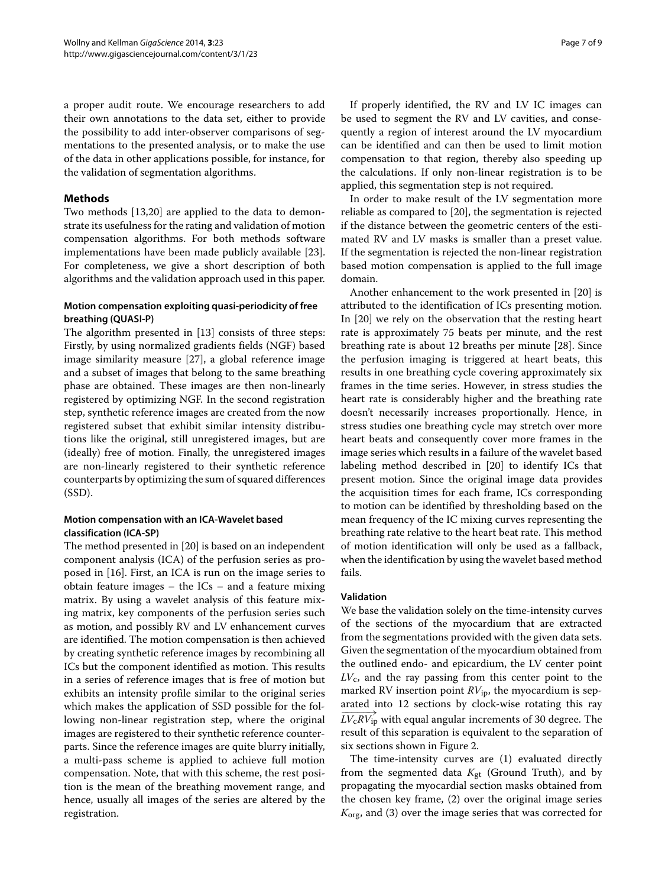a proper audit route. We encourage researchers to add their own annotations to the data set, either to provide the possibility to add inter-observer comparisons of segmentations to the presented analysis, or to make the use of the data in other applications possible, for instance, for the validation of segmentation algorithms.

## Methods

Two methods [13,20] are applied to the data to demonstrate its usefulness for the rating and validation of motion compensation algorithms. For both methods software implementations have been made publicly available [23]. For completeness, we give a short description of both algorithms and the validation approach used in this paper.

### Motion compensation exploiting quasi-periodicity of free breathing (QUASI-P)

The algorithm presented in [13] consists of three steps: Firstly, by using normalized gradients fields (NGF) based image similarity measure [27], a global reference image and a subset of images that belong to the same breathing phase are obtained. These images are then non-linearly registered by optimizing NGF. In the second registration step, synthetic reference images are created from the now registered subset that exhibit similar intensity distributions like the original, still unregistered images, but are (ideally) free of motion. Finally, the unregistered images are non-linearly registered to their synthetic reference counterparts by optimizing the sum of squared differences (SSD).

### Motion compensation with an ICA-Wavelet based classification (ICA-SP)

The method presented in [20] is based on an independent component analysis (ICA) of the perfusion series as proposed in [16]. First, an ICA is run on the image series to obtain feature images – the ICs – and a feature mixing matrix. By using a wavelet analysis of this feature mixing matrix, key components of the perfusion series such as motion, and possibly RV and LV enhancement curves are identified. The motion compensation is then achieved by creating synthetic reference images by recombining all ICs but the component identified as motion. This results in a series of reference images that is free of motion but exhibits an intensity profile similar to the original series which makes the application of SSD possible for the following non-linear registration step, where the original images are registered to their synthetic reference counterparts. Since the reference images are quite blurry initially, a multi-pass scheme is applied to achieve full motion compensation. Note, that with this scheme, the rest position is the mean of the breathing movement range, and hence, usually all images of the series are altered by the registration.

If properly identified, the RV and LV IC images can be used to segment the RV and LV cavities, and consequently a region of interest around the LV myocardium can be identified and can then be used to limit motion compensation to that region, thereby also speeding up the calculations. If only non-linear registration is to be applied, this segmentation step is not required.

In order to make result of the LV segmentation more reliable as compared to [20], the segmentation is rejected if the distance between the geometric centers of the estimated RV and LV masks is smaller than a preset value. If the segmentation is rejected the non-linear registration based motion compensation is applied to the full image domain.

Another enhancement to the work presented in [20] is attributed to the identification of ICs presenting motion. In [20] we rely on the observation that the resting heart rate is approximately 75 beats per minute, and the rest breathing rate is about 12 breaths per minute [28]. Since the perfusion imaging is triggered at heart beats, this results in one breathing cycle covering approximately six frames in the time series. However, in stress studies the heart rate is considerably higher and the breathing rate doesn't necessarily increases proportionally. Hence, in stress studies one breathing cycle may stretch over more heart beats and consequently cover more frames in the image series which results in a failure of the wavelet based labeling method described in [20] to identify ICs that present motion. Since the original image data provides the acquisition times for each frame, ICs corresponding to motion can be identified by thresholding based on the mean frequency of the IC mixing curves representing the breathing rate relative to the heart beat rate. This method of motion identification will only be used as a fallback, when the identification by using the wavelet based method fails.

### Validation

We base the validation solely on the time-intensity curves of the sections of the myocardium that are extracted from the segmentations provided with the given data sets. Given the segmentation of the myocardium obtained from the outlined endo- and epicardium, the LV center point $LV_c$, and the ray passing from this center point to the marked RV insertion point $RV_{ip}$, the myocardium is separated into 12 sections by clock-wise rotating this ray $\overrightarrow{LV_c RV_{ip}}$ with equal angular increments of 30 degree. The result of this separation is equivalent to the separation of six sections shown in Figure 2.

The time-intensity curves are (1) evaluated directly from the segmented data $K_{gt}$ (Ground Truth), and by propagating the myocardial section masks obtained from the chosen key frame, (2) over the original image series $K_{org}$, and (3) over the image series that was corrected for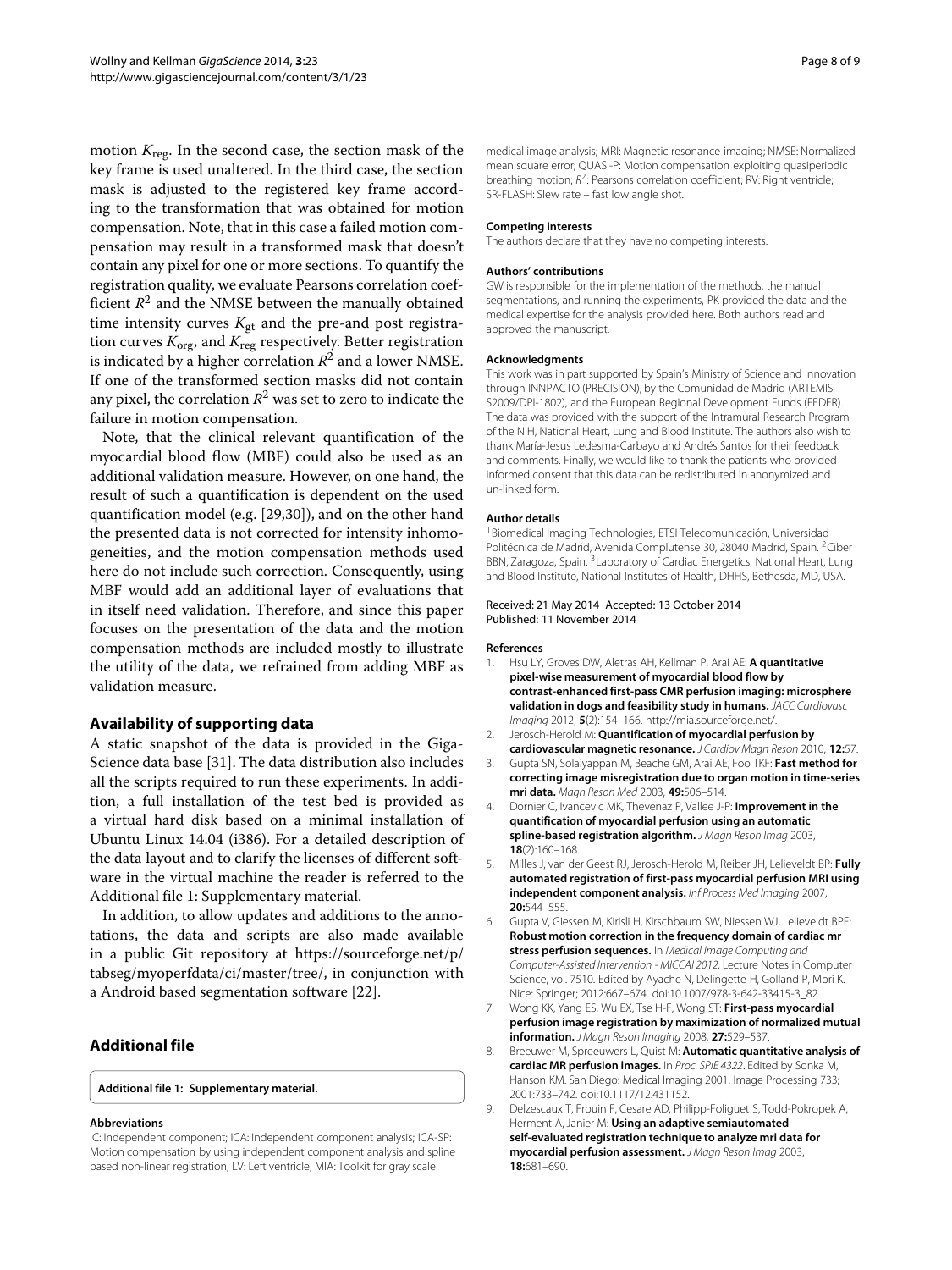motion $K_{reg}$. In the second case, the section mask of the key frame is used unaltered. In the third case, the section mask is adjusted to the registered key frame according to the transformation that was obtained for motion compensation. Note, that in this case a failed motion compensation may result in a transformed mask that doesn't contain any pixel for one or more sections. To quantify the registration quality, we evaluate Pearsons correlation coefficient $R^2$ and the NMSE between the manually obtained time intensity curves $K_{gt}$ and the pre-and post registration curves $K_{org}$, and $K_{reg}$ respectively. Better registration is indicated by a higher correlation $R^2$ and a lower NMSE. If one of the transformed section masks did not contain any pixel, the correlation $R^2$ was set to zero to indicate the failure in motion compensation.

Note, that the clinical relevant quantification of the myocardial blood flow (MBF) could also be used as an additional validation measure. However, on one hand, the result of such a quantification is dependent on the used quantification model (e.g. [29,30]), and on the other hand the presented data is not corrected for intensity inhomogeneities, and the motion compensation methods used here do not include such correction. Consequently, using MBF would add an additional layer of evaluations that in itself need validation. Therefore, and since this paper focuses on the presentation of the data and the motion compensation methods are included mostly to illustrate the utility of the data, we refrained from adding MBF as validation measure.

## Availability of supporting data

A static snapshot of the data is provided in the GigaScience data base [31]. The data distribution also includes all the scripts required to run these experiments. In addition, a full installation of the test bed is provided as a virtual hard disk based on a minimal installation of Ubuntu Linux 14.04 (i386). For a detailed description of the data layout and to clarify the licenses of different software in the virtual machine the reader is referred to the Additional file 1: Supplementary material.

In addition, to allow updates and additions to the annotations, the data and scripts are also made available in a public Git repository at https://sourceforge.net/p/tabseg/myoperfdata/ci/master/tree/, in conjunction with a Android based segmentation software [22].

## Additional file

**Additional file 1: Supplementary material.**

#### Abbreviations

IC: Independent component; ICA: Independent component analysis; ICA-SP: Motion compensation by using independent component analysis and spline based non-linear registration; LV: Left ventricle; MIA: Toolkit for gray scale medical image analysis; MRI: Magnetic resonance imaging; NMSE: Normalized mean square error; QUASI-P: Motion compensation exploiting quasiperiodic breathing motion; $R^2$: Pearsons correlation coefficient; RV: Right ventricle; SR-FLASH: Slew rate – fast low angle shot.

#### Competing interests

The authors declare that they have no competing interests.

#### Authors' contributions

GW is responsible for the implementation of the methods, the manual segmentations, and running the experiments, PK provided the data and the medical expertise for the analysis provided here. Both authors read and approved the manuscript.

#### Acknowledgments

This work was in part supported by Spain's Ministry of Science and Innovation through INNPACTO (PRECISION), by the Comunidad de Madrid (ARTEMIS S2009/DPI-1802), and the European Regional Development Funds (FEDER). The data was provided with the support of the Intramural Research Program of the NIH, National Heart, Lung and Blood Institute. The authors also wish to thank María-Jesus Ledesma-Carbayo and Andrés Santos for their feedback and comments. Finally, we would like to thank the patients who provided informed consent that this data can be redistributed in anonymized and un-linked form.

#### Author details

[1]Biomedical Imaging Technologies, ETSI Telecomunicación, Universidad Politécnica de Madrid, Avenida Complutense 30, 28040 Madrid, Spain. [2]Ciber BBN, Zaragoza, Spain. [3]Laboratory of Cardiac Energetics, National Heart, Lung and Blood Institute, National Institutes of Health, DHHS, Bethesda, MD, USA.

Received: 21 May 2014 Accepted: 13 October 2014
Published: 11 November 2014

#### References

1. Hsu LY, Groves DW, Aletras AH, Kellman P, Arai AE: **A quantitative pixel-wise measurement of myocardial blood flow by contrast-enhanced first-pass CMR perfusion imaging: microsphere validation in dogs and feasibility study in humans.** *JACC Cardiovasc Imaging* 2012, **5**(2):154–166. http://mia.sourceforge.net/.
2. Jerosch-Herold M: **Quantification of myocardial perfusion by cardiovascular magnetic resonance.** *J Cardiov Magn Reson* 2010, **12:**57.
3. Gupta SN, Solaiyappan M, Beache GM, Arai AE, Foo TKF: **Fast method for correcting image misregistration due to organ motion in time-series mri data.** *Magn Reson Med* 2003, **49:**506–514.
4. Dornier C, Ivancevic MK, Thevenaz P, Vallee J-P: **Improvement in the quantification of myocardial perfusion using an automatic spline-based registration algorithm.** *J Magn Reson Imag* 2003, **18**(2):160–168.
5. Milles J, van der Geest RJ, Jerosch-Herold M, Reiber JH, Lelieveldt BP: **Fully automated registration of first-pass myocardial perfusion MRI using independent component analysis.** *Inf Process Med Imaging* 2007, **20:**544–555.
6. Gupta V, Giessen M, Kirisli H, Kirschbaum SW, Niessen WJ, Lelieveldt BPF: **Robust motion correction in the frequency domain of cardiac mr stress perfusion sequences.** In *Medical Image Computing and Computer-Assisted Intervention - MICCAI 2012*, Lecture Notes in Computer Science, vol. 7510. Edited by Ayache N, Delingette H, Golland P, Mori K. Nice: Springer; 2012:667–674. doi:10.1007/978-3-642-33415-3_82.
7. Wong KK, Yang ES, Wu EX, Tse H-F, Wong ST: **First-pass myocardial perfusion image registration by maximization of normalized mutual information.** *J Magn Reson Imaging* 2008, **27:**529–537.
8. Breeuwer M, Spreeuwers L, Quist M: **Automatic quantitative analysis of cardiac MR perfusion images.** In *Proc. SPIE 4322*. Edited by Sonka M, Hanson KM. San Diego: Medical Imaging 2001, Image Processing 733; 2001:733–742. doi:10.1117/12.431152.
9. Delzescaux T, Frouin F, Cesare AD, Philipp-Foliguet S, Todd-Pokropek A, Herment A, Janier M: **Using an adaptive semiautomated self-evaluated registration technique to analyze mri data for myocardial perfusion assessment.** *J Magn Reson Imag* 2003, **18:**681–690.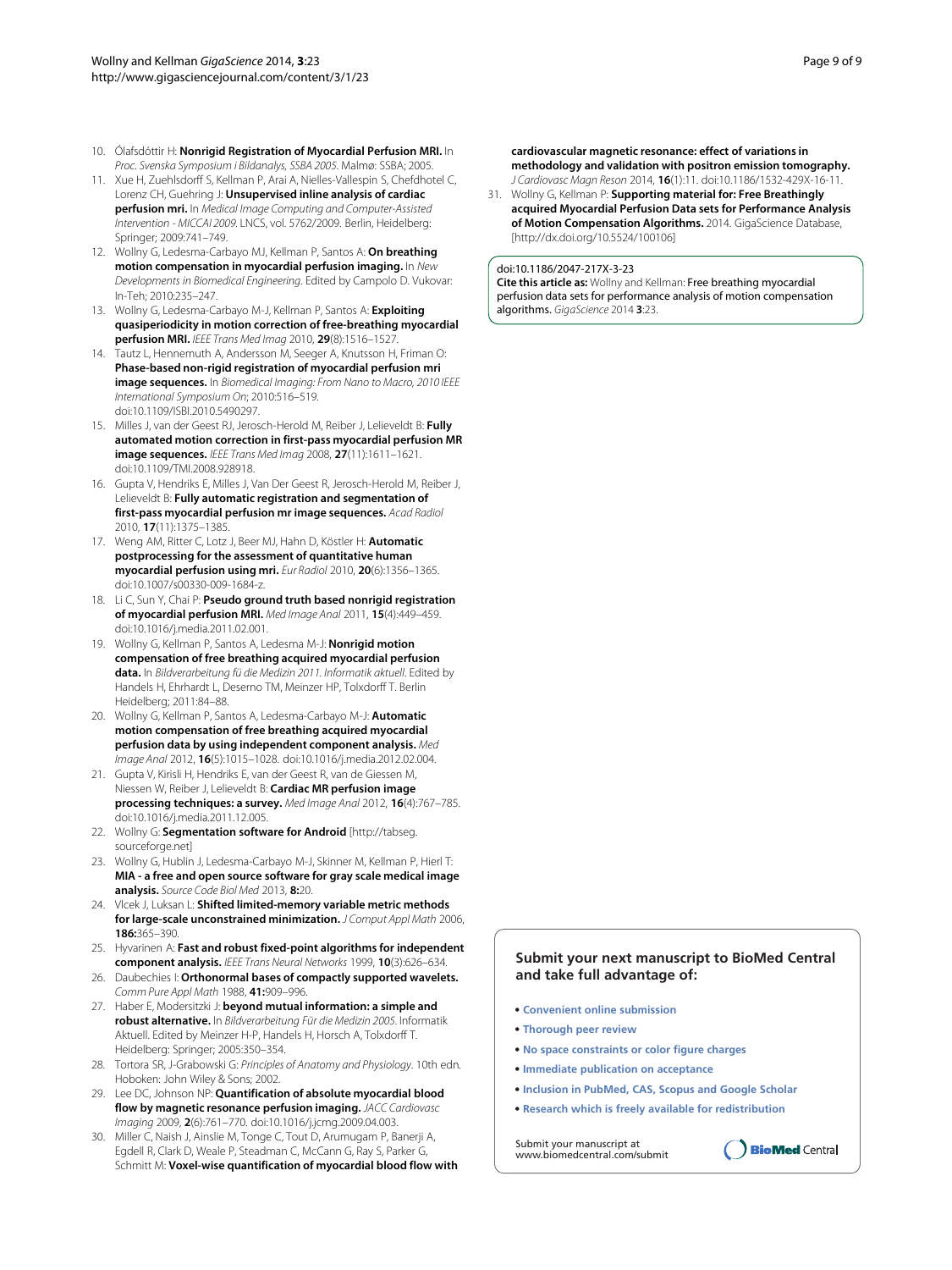10. Ólafsdóttir H: **Nonrigid Registration of Myocardial Perfusion MRI.** In *Proc. Svenska Symposium i Bildanalys, SSBA 2005*. Malmø: SSBA; 2005.
11. Xue H, Zuehlsdorff S, Kellman P, Arai A, Nielles-Vallespin S, Chefdhotel C, Lorenz CH, Guehring J: **Unsupervised inline analysis of cardiac perfusion mri.** In *Medical Image Computing and Computer-Assisted Intervention - MICCAI 2009*. LNCS, vol. 5762/2009. Berlin, Heidelberg: Springer; 2009:741–749.
12. Wollny G, Ledesma-Carbayo MJ, Kellman P, Santos A: **On breathing motion compensation in myocardial perfusion imaging.** In *New Developments in Biomedical Engineering*. Edited by Campolo D. Vukovar: In-Teh; 2010:235–247.
13. Wollny G, Ledesma-Carbayo M-J, Kellman P, Santos A: **Exploiting quasiperiodicity in motion correction of free-breathing myocardial perfusion MRI.** *IEEE Trans Med Imag* 2010, **29**(8):1516–1527.
14. Tautz L, Hennemuth A, Andersson M, Seeger A, Knutsson H, Friman O: **Phase-based non-rigid registration of myocardial perfusion mri image sequences.** In *Biomedical Imaging: From Nano to Macro, 2010 IEEE International Symposium On*; 2010:516–519. doi:10.1109/ISBI.2010.5490297.
15. Milles J, van der Geest RJ, Jerosch-Herold M, Reiber J, Lelieveldt B: **Fully automated motion correction in first-pass myocardial perfusion MR image sequences.** *IEEE Trans Med Imag* 2008, **27**(11):1611–1621. doi:10.1109/TMI.2008.928918.
16. Gupta V, Hendriks E, Milles J, Van Der Geest R, Jerosch-Herold M, Reiber J, Lelieveldt B: **Fully automatic registration and segmentation of first-pass myocardial perfusion mr image sequences.** *Acad Radiol* 2010, **17**(11):1375–1385.
17. Weng AM, Ritter C, Lotz J, Beer MJ, Hahn D, Köstler H: **Automatic postprocessing for the assessment of quantitative human myocardial perfusion using mri.** *Eur Radiol* 2010, **20**(6):1356–1365. doi:10.1007/s00330-009-1684-z.
18. Li C, Sun Y, Chai P: **Pseudo ground truth based nonrigid registration of myocardial perfusion MRI.** *Med Image Anal* 2011, **15**(4):449–459. doi:10.1016/j.media.2011.02.001.
19. Wollny G, Kellman P, Santos A, Ledesma M-J: **Nonrigid motion compensation of free breathing acquired myocardial perfusion data.** In *Bildverarbeitung fü die Medizin 2011. Informatik aktuell*. Edited by Handels H, Ehrhardt L, Deserno TM, Meinzer HP, Tolxdorff T. Berlin Heidelberg; 2011:84–88.
20. Wollny G, Kellman P, Santos A, Ledesma-Carbayo M-J: **Automatic motion compensation of free breathing acquired myocardial perfusion data by using independent component analysis.** *Med Image Anal* 2012, **16**(5):1015–1028. doi:10.1016/j.media.2012.02.004.
21. Gupta V, Kirisli H, Hendriks E, van der Geest R, van de Giessen M, Niessen W, Reiber J, Lelieveldt B: **Cardiac MR perfusion image processing techniques: a survey.** *Med Image Anal* 2012, **16**(4):767–785. doi:10.1016/j.media.2011.12.005.
22. Wollny G: **Segmentation software for Android** [http://tabseg.sourceforge.net]
23. Wollny G, Hublin J, Ledesma-Carbayo M-J, Skinner M, Kellman P, Hierl T: **MIA - a free and open source software for gray scale medical image analysis.** *Source Code Biol Med* 2013, **8:**20.
24. Vlcek J, Luksan L: **Shifted limited-memory variable metric methods for large-scale unconstrained minimization.** *J Comput Appl Math* 2006, **186:**365–390.
25. Hyvarinen A: **Fast and robust fixed-point algorithms for independent component analysis.** *IEEE Trans Neural Networks* 1999, **10**(3):626–634.
26. Daubechies I: **Orthonormal bases of compactly supported wavelets.** *Comm Pure Appl Math* 1988, **41:**909–996.
27. Haber E, Modersitzki J: **beyond mutual information: a simple and robust alternative.** In *Bildverarbeitung Für die Medizin 2005*. Informatik Aktuell. Edited by Meinzer H-P, Handels H, Horsch A, Tolxdorff T. Heidelberg: Springer; 2005:350–354.
28. Tortora SR, J-Grabowski G: *Principles of Anatomy and Physiology*. 10th edn. Hoboken: John Wiley & Sons; 2002.
29. Lee DC, Johnson NP: **Quantification of absolute myocardial blood flow by magnetic resonance perfusion imaging.** *JACC Cardiovasc Imaging* 2009, **2**(6):761–770. doi:10.1016/j.jcmg.2009.04.003.
30. Miller C, Naish J, Ainslie M, Tonge C, Tout D, Arumugam P, Banerji A, Egdell R, Clark D, Weale P, Steadman C, McCann G, Ray S, Parker G, Schmitt M: **Voxel-wise quantification of myocardial blood flow with cardiovascular magnetic resonance: effect of variations in methodology and validation with positron emission tomography.** *J Cardiovasc Magn Reson* 2014, **16**(1):11. doi:10.1186/1532-429X-16-11.
31. Wollny G, Kellman P: **Supporting material for: Free Breathingly acquired Myocardial Perfusion Data sets for Performance Analysis of Motion Compensation Algorithms.** 2014. GigaScience Database, [http://dx.doi.org/10.5524/100106]

doi:10.1186/2047-217X-3-23
**Cite this article as:** Wollny and Kellman: Free breathing myocardial perfusion data sets for performance analysis of motion compensation algorithms. *GigaScience* 2014 **3**:23.

**Submit your next manuscript to BioMed Central and take full advantage of:**

- **Convenient online submission**
- **Thorough peer review**
- **No space constraints or color figure charges**
- **Immediate publication on acceptance**
- **Inclusion in PubMed, CAS, Scopus and Google Scholar**
- **Research which is freely available for redistribution**

Submit your manuscript at
www.biomedcentral.com/submit

BioMed Central